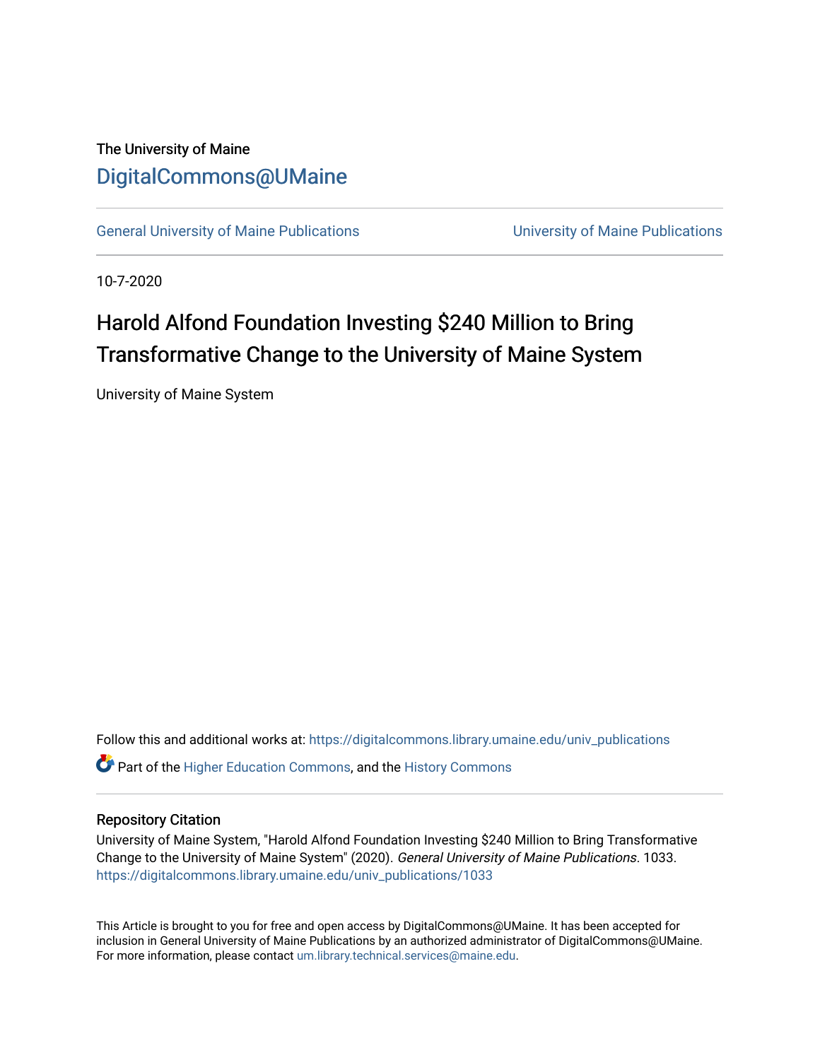The University of Maine

DigitalCommons@UMaine

General University of Maine Publications | University of Maine Publications

10-7-2020

# Harold Alfond Foundation Investing $240 Million to Bring Transformative Change to the University of Maine System

University of Maine System

Follow this and additional works at: https://digitalcommons.library.umaine.edu/univ_publications

Part of the Higher Education Commons, and the History Commons

## Repository Citation

University of Maine System, "Harold Alfond Foundation Investing $240 Million to Bring Transformative Change to the University of Maine System" (2020). *General University of Maine Publications*. 1033.
https://digitalcommons.library.umaine.edu/univ_publications/1033

This Article is brought to you for free and open access by DigitalCommons@UMaine. It has been accepted for inclusion in General University of Maine Publications by an authorized administrator of DigitalCommons@UMaine. For more information, please contact um.library.technical.services@maine.edu.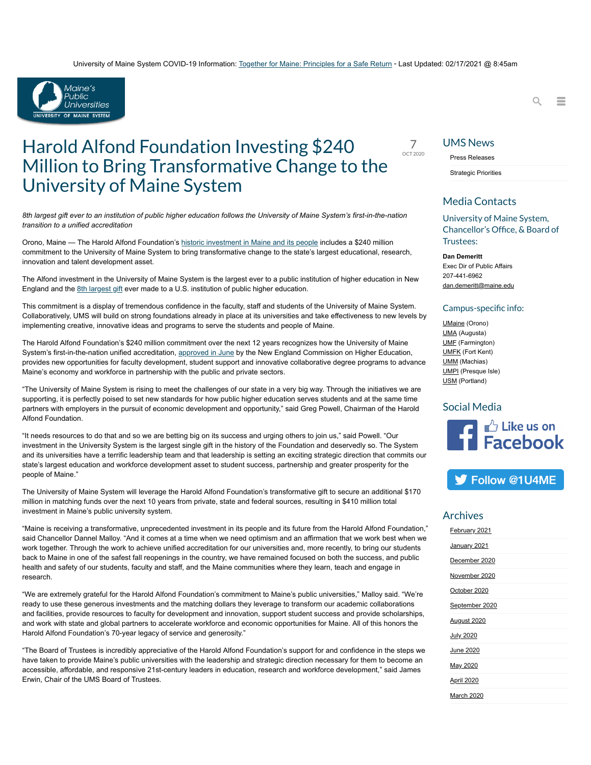University of Maine System COVID-19 Information: Together for Maine: Principles for a Safe Return - Last Updated: 02/17/2021 @ 8:45am

# Harold Alfond Foundation Investing $240 Million to Bring Transformative Change to the University of Maine System

7 OCT 2020

*8th largest gift ever to an institution of public higher education follows the University of Maine System's first-in-the-nation transition to a unified accreditation*

Orono, Maine — The Harold Alfond Foundation's historic investment in Maine and its people includes a $240 million commitment to the University of Maine System to bring transformative change to the state's largest educational, research, innovation and talent development asset.

The Alfond investment in the University of Maine System is the largest ever to a public institution of higher education in New England and the 8th largest gift ever made to a U.S. institution of public higher education.

This commitment is a display of tremendous confidence in the faculty, staff and students of the University of Maine System. Collaboratively, UMS will build on strong foundations already in place at its universities and take effectiveness to new levels by implementing creative, innovative ideas and programs to serve the students and people of Maine.

The Harold Alfond Foundation's $240 million commitment over the next 12 years recognizes how the University of Maine System's first-in-the-nation unified accreditation, approved in June by the New England Commission on Higher Education, provides new opportunities for faculty development, student support and innovative collaborative degree programs to advance Maine's economy and workforce in partnership with the public and private sectors.

"The University of Maine System is rising to meet the challenges of our state in a very big way. Through the initiatives we are supporting, it is perfectly poised to set new standards for how public higher education serves students and at the same time partners with employers in the pursuit of economic development and opportunity," said Greg Powell, Chairman of the Harold Alfond Foundation.

"It needs resources to do that and so we are betting big on its success and urging others to join us," said Powell. "Our investment in the University System is the largest single gift in the history of the Foundation and deservedly so. The System and its universities have a terrific leadership team and that leadership is setting an exciting strategic direction that commits our state's largest education and workforce development asset to student success, partnership and greater prosperity for the people of Maine."

The University of Maine System will leverage the Harold Alfond Foundation's transformative gift to secure an additional $170 million in matching funds over the next 10 years from private, state and federal sources, resulting in $410 million total investment in Maine's public university system.

"Maine is receiving a transformative, unprecedented investment in its people and its future from the Harold Alfond Foundation," said Chancellor Dannel Malloy. "And it comes at a time when we need optimism and an affirmation that we work best when we work together. Through the work to achieve unified accreditation for our universities and, more recently, to bring our students back to Maine in one of the safest fall reopenings in the country, we have remained focused on both the success, and public health and safety of our students, faculty and staff, and the Maine communities where they learn, teach and engage in research.

"We are extremely grateful for the Harold Alfond Foundation's commitment to Maine's public universities," Malloy said. "We're ready to use these generous investments and the matching dollars they leverage to transform our academic collaborations and facilities, provide resources to faculty for development and innovation, support student success and provide scholarships, and work with state and global partners to accelerate workforce and economic opportunities for Maine. All of this honors the Harold Alfond Foundation's 70-year legacy of service and generosity."

"The Board of Trustees is incredibly appreciative of the Harold Alfond Foundation's support for and confidence in the steps we have taken to provide Maine's public universities with the leadership and strategic direction necessary for them to become an accessible, affordable, and responsive 21st-century leaders in education, research and workforce development," said James Erwin, Chair of the UMS Board of Trustees.

## UMS News

- Press Releases
- Strategic Priorities

## Media Contacts

### University of Maine System, Chancellor's Office, & Board of Trustees:

**Dan Demeritt**
Exec Dir of Public Affairs
207-441-6962
dan.demeritt@maine.edu

### Campus-specific info:

UMaine (Orono)
UMA (Augusta)
UMF (Farmington)
UMFK (Fort Kent)
UMM (Machias)
UMPI (Presque Isle)
USM (Portland)

## Social Media

Like us on Facebook

Follow @1U4ME

## Archives

- February 2021
- January 2021
- December 2020
- November 2020
- October 2020
- September 2020
- August 2020
- July 2020
- June 2020
- May 2020
- April 2020
- March 2020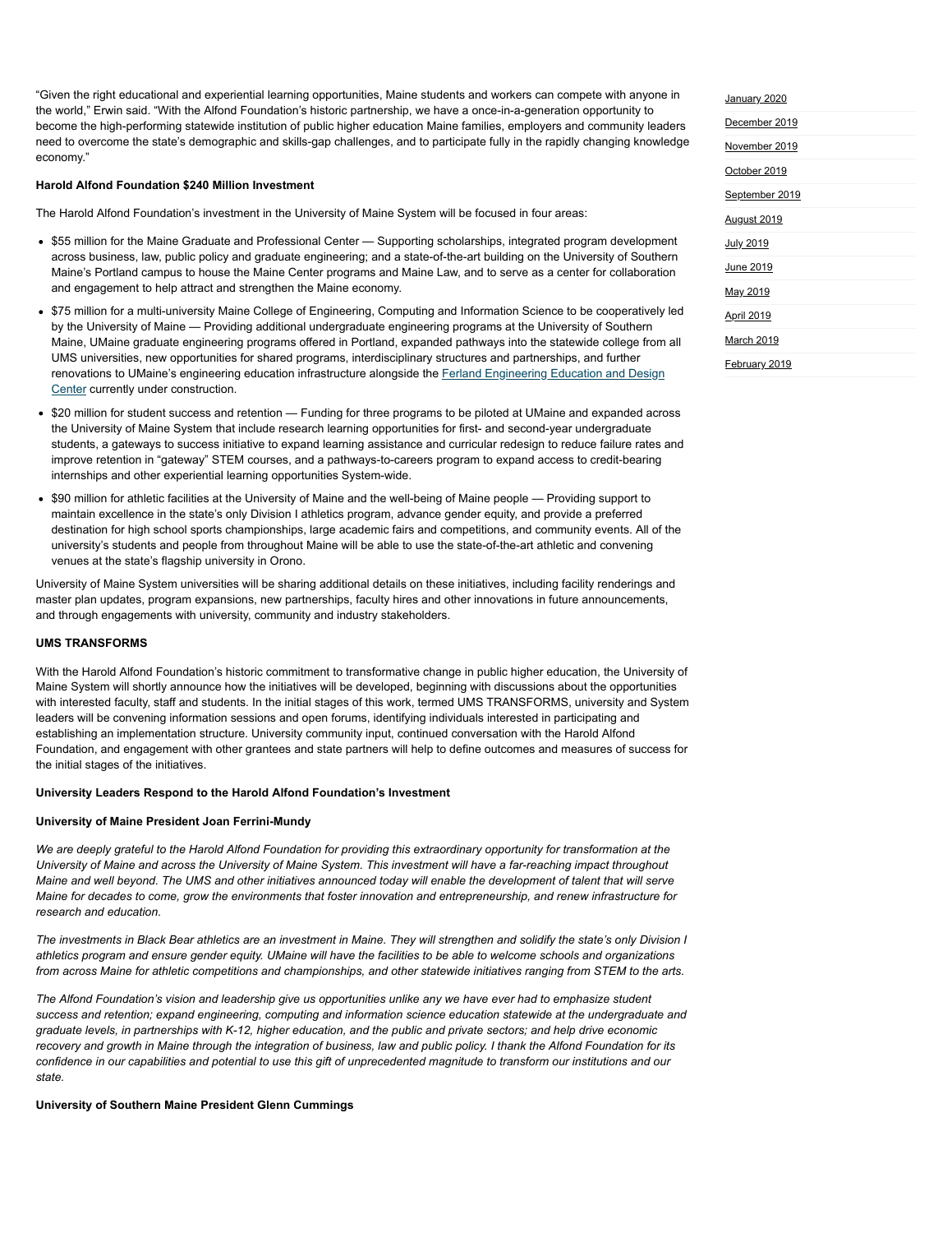"Given the right educational and experiential learning opportunities, Maine students and workers can compete with anyone in the world," Erwin said. "With the Alfond Foundation's historic partnership, we have a once-in-a-generation opportunity to become the high-performing statewide institution of public higher education Maine families, employers and community leaders need to overcome the state's demographic and skills-gap challenges, and to participate fully in the rapidly changing knowledge economy."

**Harold Alfond Foundation $240 Million Investment**

The Harold Alfond Foundation's investment in the University of Maine System will be focused in four areas:

- $55 million for the Maine Graduate and Professional Center — Supporting scholarships, integrated program development across business, law, public policy and graduate engineering; and a state-of-the-art building on the University of Southern Maine's Portland campus to house the Maine Center programs and Maine Law, and to serve as a center for collaboration and engagement to help attract and strengthen the Maine economy.
- $75 million for a multi-university Maine College of Engineering, Computing and Information Science to be cooperatively led by the University of Maine — Providing additional undergraduate engineering programs at the University of Southern Maine, UMaine graduate engineering programs offered in Portland, expanded pathways into the statewide college from all UMS universities, new opportunities for shared programs, interdisciplinary structures and partnerships, and further renovations to UMaine's engineering education infrastructure alongside the Ferland Engineering Education and Design Center currently under construction.
- $20 million for student success and retention — Funding for three programs to be piloted at UMaine and expanded across the University of Maine System that include research learning opportunities for first- and second-year undergraduate students, a gateways to success initiative to expand learning assistance and curricular redesign to reduce failure rates and improve retention in "gateway" STEM courses, and a pathways-to-careers program to expand access to credit-bearing internships and other experiential learning opportunities System-wide.
- $90 million for athletic facilities at the University of Maine and the well-being of Maine people — Providing support to maintain excellence in the state's only Division I athletics program, advance gender equity, and provide a preferred destination for high school sports championships, large academic fairs and competitions, and community events. All of the university's students and people from throughout Maine will be able to use the state-of-the-art athletic and convening venues at the state's flagship university in Orono.

University of Maine System universities will be sharing additional details on these initiatives, including facility renderings and master plan updates, program expansions, new partnerships, faculty hires and other innovations in future announcements, and through engagements with university, community and industry stakeholders.

**UMS TRANSFORMS**

With the Harold Alfond Foundation's historic commitment to transformative change in public higher education, the University of Maine System will shortly announce how the initiatives will be developed, beginning with discussions about the opportunities with interested faculty, staff and students. In the initial stages of this work, termed UMS TRANSFORMS, university and System leaders will be convening information sessions and open forums, identifying individuals interested in participating and establishing an implementation structure. University community input, continued conversation with the Harold Alfond Foundation, and engagement with other grantees and state partners will help to define outcomes and measures of success for the initial stages of the initiatives.

**University Leaders Respond to the Harold Alfond Foundation's Investment**

**University of Maine President Joan Ferrini-Mundy**

*We are deeply grateful to the Harold Alfond Foundation for providing this extraordinary opportunity for transformation at the University of Maine and across the University of Maine System. This investment will have a far-reaching impact throughout Maine and well beyond. The UMS and other initiatives announced today will enable the development of talent that will serve Maine for decades to come, grow the environments that foster innovation and entrepreneurship, and renew infrastructure for research and education.*

*The investments in Black Bear athletics are an investment in Maine. They will strengthen and solidify the state's only Division I athletics program and ensure gender equity. UMaine will have the facilities to be able to welcome schools and organizations from across Maine for athletic competitions and championships, and other statewide initiatives ranging from STEM to the arts.*

*The Alfond Foundation's vision and leadership give us opportunities unlike any we have ever had to emphasize student success and retention; expand engineering, computing and information science education statewide at the undergraduate and graduate levels, in partnerships with K-12, higher education, and the public and private sectors; and help drive economic recovery and growth in Maine through the integration of business, law and public policy. I thank the Alfond Foundation for its confidence in our capabilities and potential to use this gift of unprecedented magnitude to transform our institutions and our state.*

**University of Southern Maine President Glenn Cummings**

January 2020
December 2019
November 2019
October 2019
September 2019
August 2019
July 2019
June 2019
May 2019
April 2019
March 2019
February 2019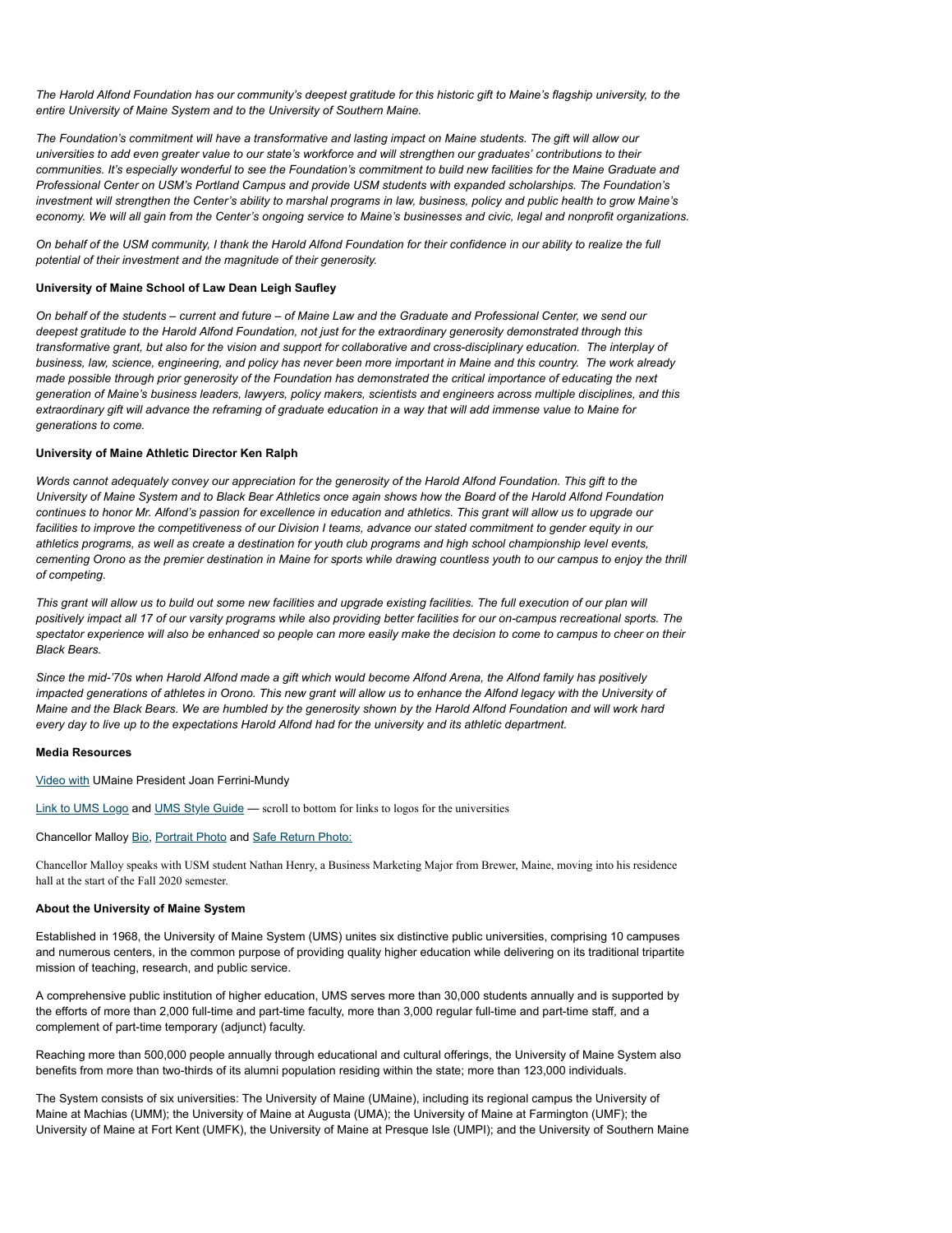*The Harold Alfond Foundation has our community's deepest gratitude for this historic gift to Maine's flagship university, to the entire University of Maine System and to the University of Southern Maine.*

*The Foundation's commitment will have a transformative and lasting impact on Maine students. The gift will allow our universities to add even greater value to our state's workforce and will strengthen our graduates' contributions to their communities. It's especially wonderful to see the Foundation's commitment to build new facilities for the Maine Graduate and Professional Center on USM's Portland Campus and provide USM students with expanded scholarships. The Foundation's investment will strengthen the Center's ability to marshal programs in law, business, policy and public health to grow Maine's economy. We will all gain from the Center's ongoing service to Maine's businesses and civic, legal and nonprofit organizations.*

*On behalf of the USM community, I thank the Harold Alfond Foundation for their confidence in our ability to realize the full potential of their investment and the magnitude of their generosity.*

**University of Maine School of Law Dean Leigh Saufley**

*On behalf of the students – current and future – of Maine Law and the Graduate and Professional Center, we send our deepest gratitude to the Harold Alfond Foundation, not just for the extraordinary generosity demonstrated through this transformative grant, but also for the vision and support for collaborative and cross-disciplinary education. The interplay of business, law, science, engineering, and policy has never been more important in Maine and this country. The work already made possible through prior generosity of the Foundation has demonstrated the critical importance of educating the next generation of Maine's business leaders, lawyers, policy makers, scientists and engineers across multiple disciplines, and this extraordinary gift will advance the reframing of graduate education in a way that will add immense value to Maine for generations to come.*

**University of Maine Athletic Director Ken Ralph**

*Words cannot adequately convey our appreciation for the generosity of the Harold Alfond Foundation. This gift to the University of Maine System and to Black Bear Athletics once again shows how the Board of the Harold Alfond Foundation continues to honor Mr. Alfond's passion for excellence in education and athletics. This grant will allow us to upgrade our facilities to improve the competitiveness of our Division I teams, advance our stated commitment to gender equity in our athletics programs, as well as create a destination for youth club programs and high school championship level events, cementing Orono as the premier destination in Maine for sports while drawing countless youth to our campus to enjoy the thrill of competing.*

*This grant will allow us to build out some new facilities and upgrade existing facilities. The full execution of our plan will positively impact all 17 of our varsity programs while also providing better facilities for our on-campus recreational sports. The spectator experience will also be enhanced so people can more easily make the decision to come to campus to cheer on their Black Bears.*

*Since the mid-'70s when Harold Alfond made a gift which would become Alfond Arena, the Alfond family has positively impacted generations of athletes in Orono. This new grant will allow us to enhance the Alfond legacy with the University of Maine and the Black Bears. We are humbled by the generosity shown by the Harold Alfond Foundation and will work hard every day to live up to the expectations Harold Alfond had for the university and its athletic department.*

**Media Resources**

Video with UMaine President Joan Ferrini-Mundy

Link to UMS Logo and UMS Style Guide — scroll to bottom for links to logos for the universities

Chancellor Malloy Bio, Portrait Photo and Safe Return Photo:

Chancellor Malloy speaks with USM student Nathan Henry, a Business Marketing Major from Brewer, Maine, moving into his residence hall at the start of the Fall 2020 semester.

**About the University of Maine System**

Established in 1968, the University of Maine System (UMS) unites six distinctive public universities, comprising 10 campuses and numerous centers, in the common purpose of providing quality higher education while delivering on its traditional tripartite mission of teaching, research, and public service.

A comprehensive public institution of higher education, UMS serves more than 30,000 students annually and is supported by the efforts of more than 2,000 full-time and part-time faculty, more than 3,000 regular full-time and part-time staff, and a complement of part-time temporary (adjunct) faculty.

Reaching more than 500,000 people annually through educational and cultural offerings, the University of Maine System also benefits from more than two-thirds of its alumni population residing within the state; more than 123,000 individuals.

The System consists of six universities: The University of Maine (UMaine), including its regional campus the University of Maine at Machias (UMM); the University of Maine at Augusta (UMA); the University of Maine at Farmington (UMF); the University of Maine at Fort Kent (UMFK), the University of Maine at Presque Isle (UMPI); and the University of Southern Maine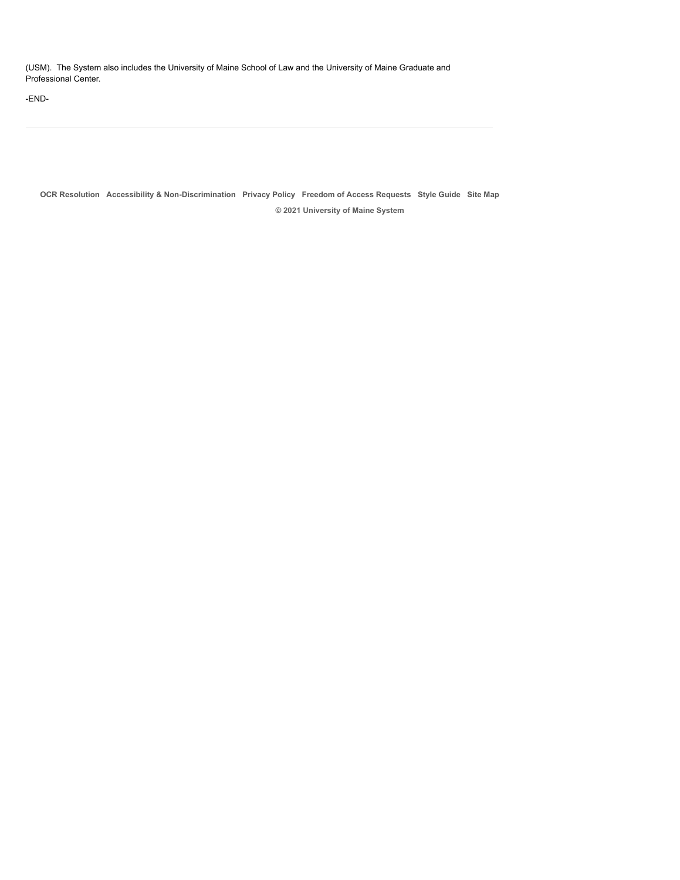(USM).  The System also includes the University of Maine School of Law and the University of Maine Graduate and Professional Center.

-END-

---

**OCR Resolution**   **Accessibility & Non-Discrimination**   **Privacy Policy**   **Freedom of Access Requests**   **Style Guide**   **Site Map**

**© 2021 University of Maine System**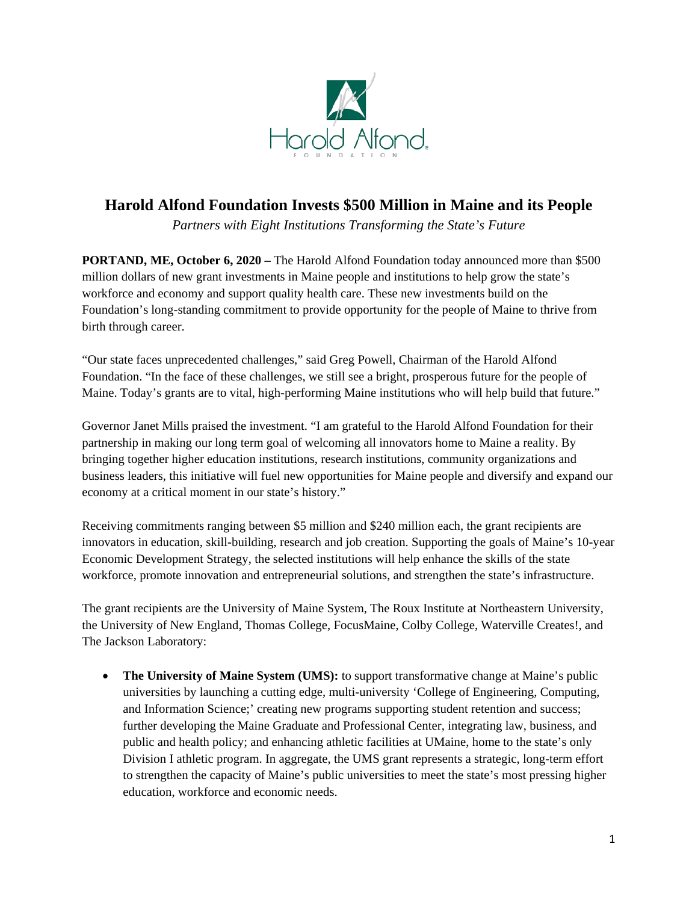# Harold Alfond Foundation Invests $500 Million in Maine and its People

*Partners with Eight Institutions Transforming the State's Future*

**PORTLAND, ME, October 6, 2020 –** The Harold Alfond Foundation today announced more than $500 million dollars of new grant investments in Maine people and institutions to help grow the state's workforce and economy and support quality health care. These new investments build on the Foundation's long-standing commitment to provide opportunity for the people of Maine to thrive from birth through career.

"Our state faces unprecedented challenges," said Greg Powell, Chairman of the Harold Alfond Foundation. "In the face of these challenges, we still see a bright, prosperous future for the people of Maine. Today's grants are to vital, high-performing Maine institutions who will help build that future."

Governor Janet Mills praised the investment. "I am grateful to the Harold Alfond Foundation for their partnership in making our long term goal of welcoming all innovators home to Maine a reality. By bringing together higher education institutions, research institutions, community organizations and business leaders, this initiative will fuel new opportunities for Maine people and diversify and expand our economy at a critical moment in our state's history."

Receiving commitments ranging between $5 million and $240 million each, the grant recipients are innovators in education, skill-building, research and job creation. Supporting the goals of Maine's 10-year Economic Development Strategy, the selected institutions will help enhance the skills of the state workforce, promote innovation and entrepreneurial solutions, and strengthen the state's infrastructure.

The grant recipients are the University of Maine System, The Roux Institute at Northeastern University, the University of New England, Thomas College, FocusMaine, Colby College, Waterville Creates!, and The Jackson Laboratory:

- **The University of Maine System (UMS):** to support transformative change at Maine's public universities by launching a cutting edge, multi-university 'College of Engineering, Computing, and Information Science;' creating new programs supporting student retention and success; further developing the Maine Graduate and Professional Center, integrating law, business, and public and health policy; and enhancing athletic facilities at UMaine, home to the state's only Division I athletic program. In aggregate, the UMS grant represents a strategic, long-term effort to strengthen the capacity of Maine's public universities to meet the state's most pressing higher education, workforce and economic needs.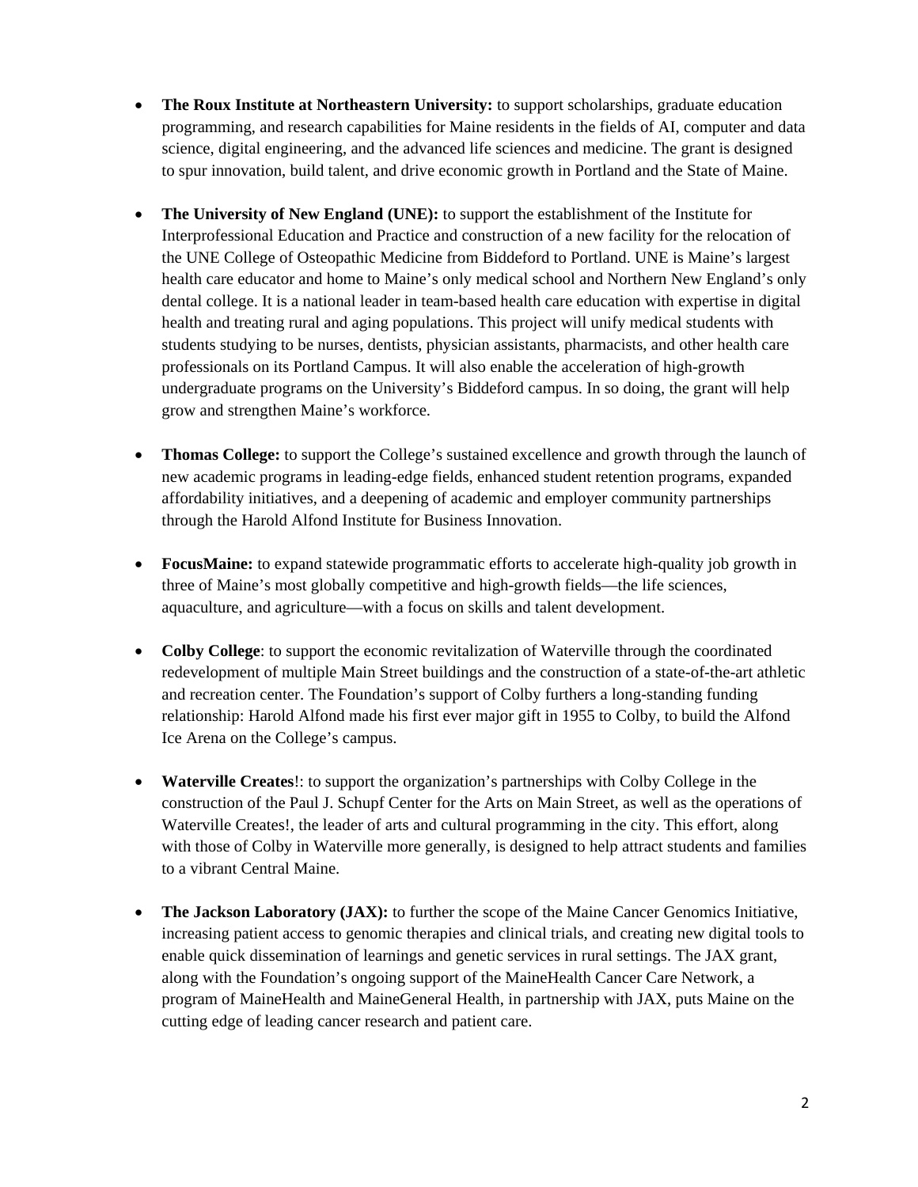- **The Roux Institute at Northeastern University:** to support scholarships, graduate education programming, and research capabilities for Maine residents in the fields of AI, computer and data science, digital engineering, and the advanced life sciences and medicine. The grant is designed to spur innovation, build talent, and drive economic growth in Portland and the State of Maine.

- **The University of New England (UNE):** to support the establishment of the Institute for Interprofessional Education and Practice and construction of a new facility for the relocation of the UNE College of Osteopathic Medicine from Biddeford to Portland. UNE is Maine's largest health care educator and home to Maine's only medical school and Northern New England's only dental college. It is a national leader in team-based health care education with expertise in digital health and treating rural and aging populations. This project will unify medical students with students studying to be nurses, dentists, physician assistants, pharmacists, and other health care professionals on its Portland Campus. It will also enable the acceleration of high-growth undergraduate programs on the University's Biddeford campus. In so doing, the grant will help grow and strengthen Maine's workforce.

- **Thomas College:** to support the College's sustained excellence and growth through the launch of new academic programs in leading-edge fields, enhanced student retention programs, expanded affordability initiatives, and a deepening of academic and employer community partnerships through the Harold Alfond Institute for Business Innovation.

- **FocusMaine:** to expand statewide programmatic efforts to accelerate high-quality job growth in three of Maine's most globally competitive and high-growth fields—the life sciences, aquaculture, and agriculture—with a focus on skills and talent development.

- **Colby College**: to support the economic revitalization of Waterville through the coordinated redevelopment of multiple Main Street buildings and the construction of a state-of-the-art athletic and recreation center. The Foundation's support of Colby furthers a long-standing funding relationship: Harold Alfond made his first ever major gift in 1955 to Colby, to build the Alfond Ice Arena on the College's campus.

- **Waterville Creates**!: to support the organization's partnerships with Colby College in the construction of the Paul J. Schupf Center for the Arts on Main Street, as well as the operations of Waterville Creates!, the leader of arts and cultural programming in the city. This effort, along with those of Colby in Waterville more generally, is designed to help attract students and families to a vibrant Central Maine.

- **The Jackson Laboratory (JAX):** to further the scope of the Maine Cancer Genomics Initiative, increasing patient access to genomic therapies and clinical trials, and creating new digital tools to enable quick dissemination of learnings and genetic services in rural settings. The JAX grant, along with the Foundation's ongoing support of the MaineHealth Cancer Care Network, a program of MaineHealth and MaineGeneral Health, in partnership with JAX, puts Maine on the cutting edge of leading cancer research and patient care.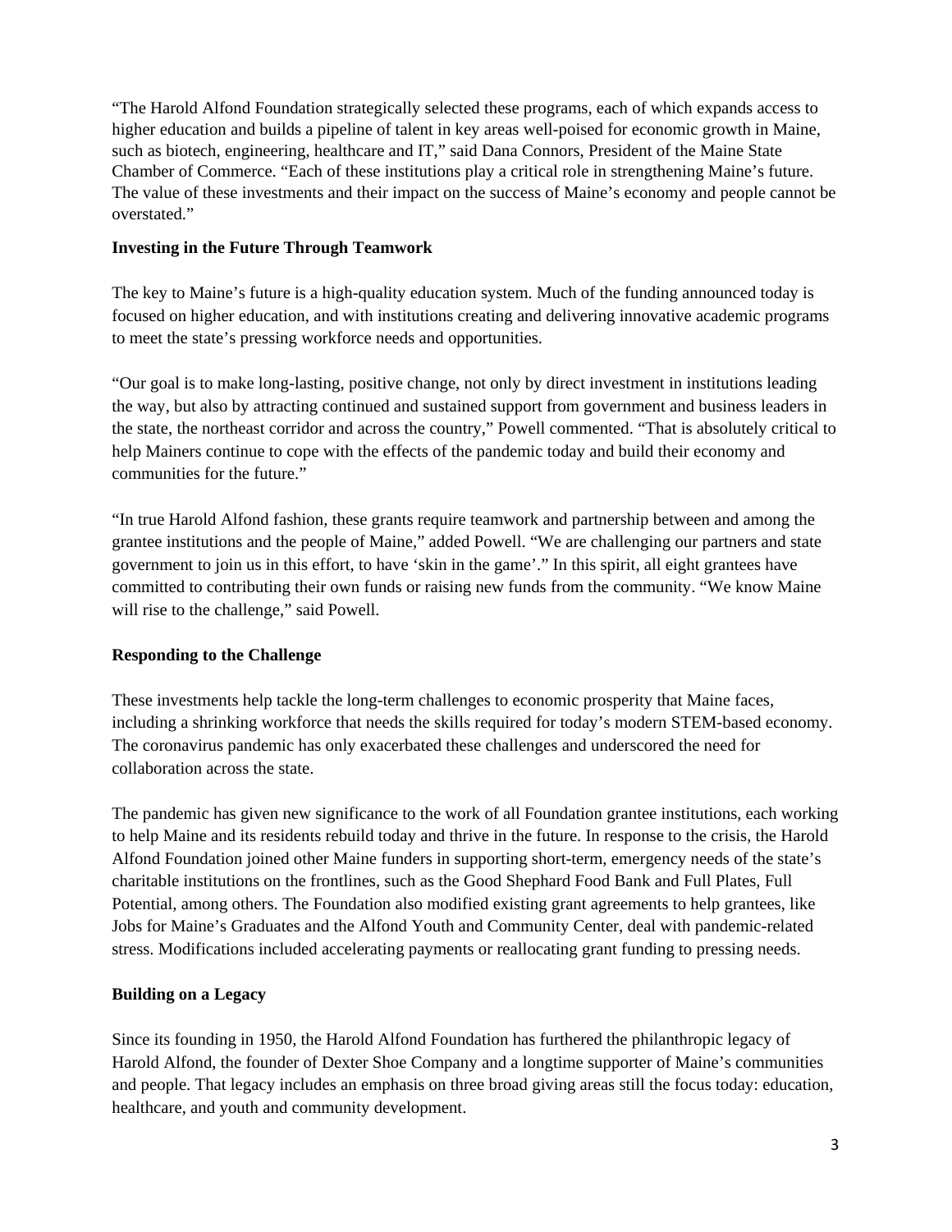"The Harold Alfond Foundation strategically selected these programs, each of which expands access to higher education and builds a pipeline of talent in key areas well-poised for economic growth in Maine, such as biotech, engineering, healthcare and IT," said Dana Connors, President of the Maine State Chamber of Commerce. "Each of these institutions play a critical role in strengthening Maine's future. The value of these investments and their impact on the success of Maine's economy and people cannot be overstated."

**Investing in the Future Through Teamwork**

The key to Maine's future is a high-quality education system. Much of the funding announced today is focused on higher education, and with institutions creating and delivering innovative academic programs to meet the state's pressing workforce needs and opportunities.

"Our goal is to make long-lasting, positive change, not only by direct investment in institutions leading the way, but also by attracting continued and sustained support from government and business leaders in the state, the northeast corridor and across the country," Powell commented. "That is absolutely critical to help Mainers continue to cope with the effects of the pandemic today and build their economy and communities for the future."

"In true Harold Alfond fashion, these grants require teamwork and partnership between and among the grantee institutions and the people of Maine," added Powell. "We are challenging our partners and state government to join us in this effort, to have 'skin in the game'." In this spirit, all eight grantees have committed to contributing their own funds or raising new funds from the community. "We know Maine will rise to the challenge," said Powell.

**Responding to the Challenge**

These investments help tackle the long-term challenges to economic prosperity that Maine faces, including a shrinking workforce that needs the skills required for today's modern STEM-based economy. The coronavirus pandemic has only exacerbated these challenges and underscored the need for collaboration across the state.

The pandemic has given new significance to the work of all Foundation grantee institutions, each working to help Maine and its residents rebuild today and thrive in the future. In response to the crisis, the Harold Alfond Foundation joined other Maine funders in supporting short-term, emergency needs of the state's charitable institutions on the frontlines, such as the Good Shephard Food Bank and Full Plates, Full Potential, among others. The Foundation also modified existing grant agreements to help grantees, like Jobs for Maine's Graduates and the Alfond Youth and Community Center, deal with pandemic-related stress. Modifications included accelerating payments or reallocating grant funding to pressing needs.

**Building on a Legacy**

Since its founding in 1950, the Harold Alfond Foundation has furthered the philanthropic legacy of Harold Alfond, the founder of Dexter Shoe Company and a longtime supporter of Maine's communities and people. That legacy includes an emphasis on three broad giving areas still the focus today: education, healthcare, and youth and community development.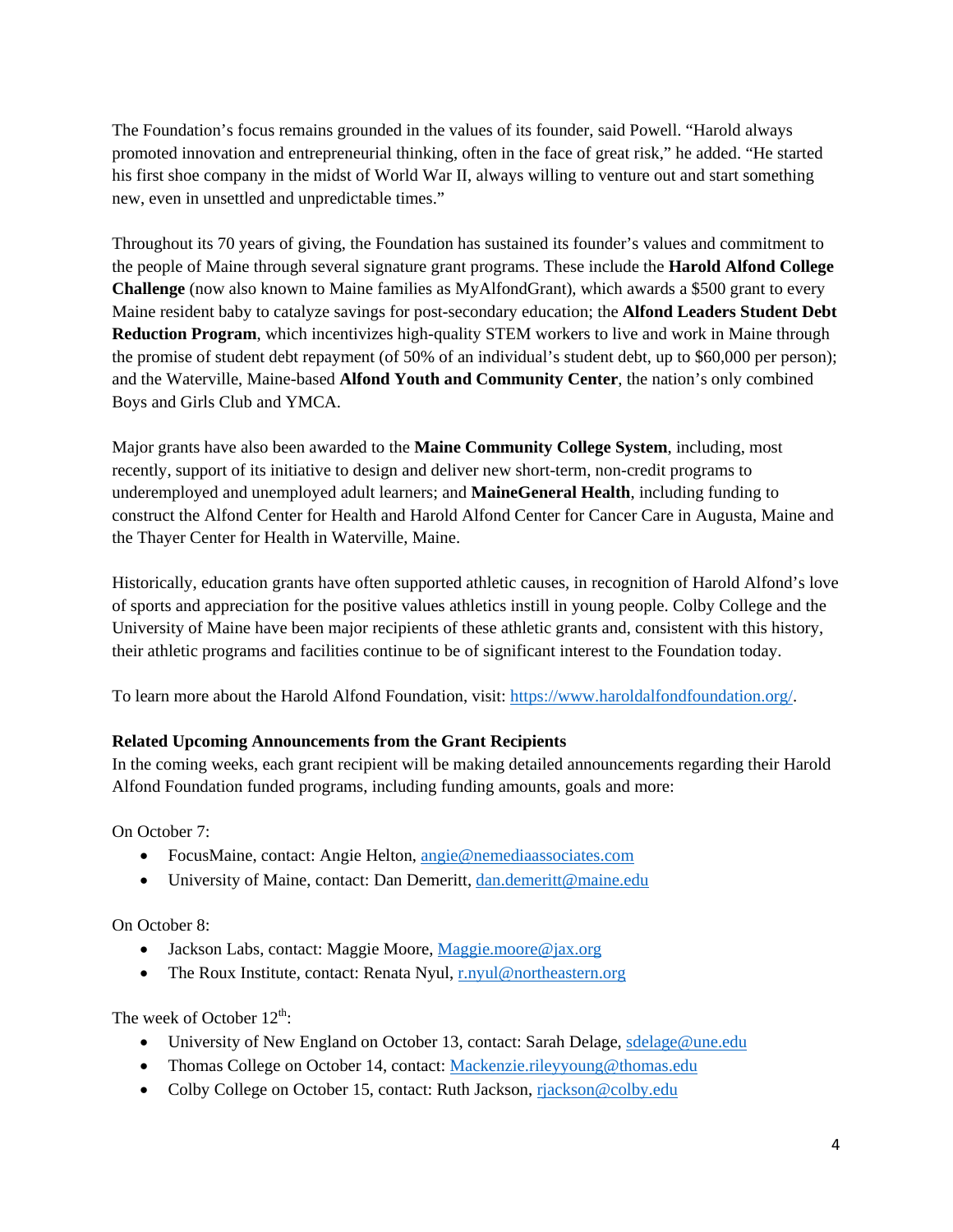The Foundation's focus remains grounded in the values of its founder, said Powell. "Harold always promoted innovation and entrepreneurial thinking, often in the face of great risk," he added. "He started his first shoe company in the midst of World War II, always willing to venture out and start something new, even in unsettled and unpredictable times."

Throughout its 70 years of giving, the Foundation has sustained its founder's values and commitment to the people of Maine through several signature grant programs. These include the **Harold Alfond College Challenge** (now also known to Maine families as MyAlfondGrant), which awards a $500 grant to every Maine resident baby to catalyze savings for post-secondary education; the **Alfond Leaders Student Debt Reduction Program**, which incentivizes high-quality STEM workers to live and work in Maine through the promise of student debt repayment (of 50% of an individual's student debt, up to $60,000 per person); and the Waterville, Maine-based **Alfond Youth and Community Center**, the nation's only combined Boys and Girls Club and YMCA.

Major grants have also been awarded to the **Maine Community College System**, including, most recently, support of its initiative to design and deliver new short-term, non-credit programs to underemployed and unemployed adult learners; and **MaineGeneral Health**, including funding to construct the Alfond Center for Health and Harold Alfond Center for Cancer Care in Augusta, Maine and the Thayer Center for Health in Waterville, Maine.

Historically, education grants have often supported athletic causes, in recognition of Harold Alfond's love of sports and appreciation for the positive values athletics instill in young people. Colby College and the University of Maine have been major recipients of these athletic grants and, consistent with this history, their athletic programs and facilities continue to be of significant interest to the Foundation today.

To learn more about the Harold Alfond Foundation, visit: https://www.haroldalfondfoundation.org/.

**Related Upcoming Announcements from the Grant Recipients**

In the coming weeks, each grant recipient will be making detailed announcements regarding their Harold Alfond Foundation funded programs, including funding amounts, goals and more:

On October 7:

- FocusMaine, contact: Angie Helton, angie@nemediaassociates.com
- University of Maine, contact: Dan Demeritt, dan.demeritt@maine.edu

On October 8:

- Jackson Labs, contact: Maggie Moore, Maggie.moore@jax.org
- The Roux Institute, contact: Renata Nyul, r.nyul@northeastern.org

The week of October 12th:

- University of New England on October 13, contact: Sarah Delage, sdelage@une.edu
- Thomas College on October 14, contact: Mackenzie.rileyyoung@thomas.edu
- Colby College on October 15, contact: Ruth Jackson, rjackson@colby.edu